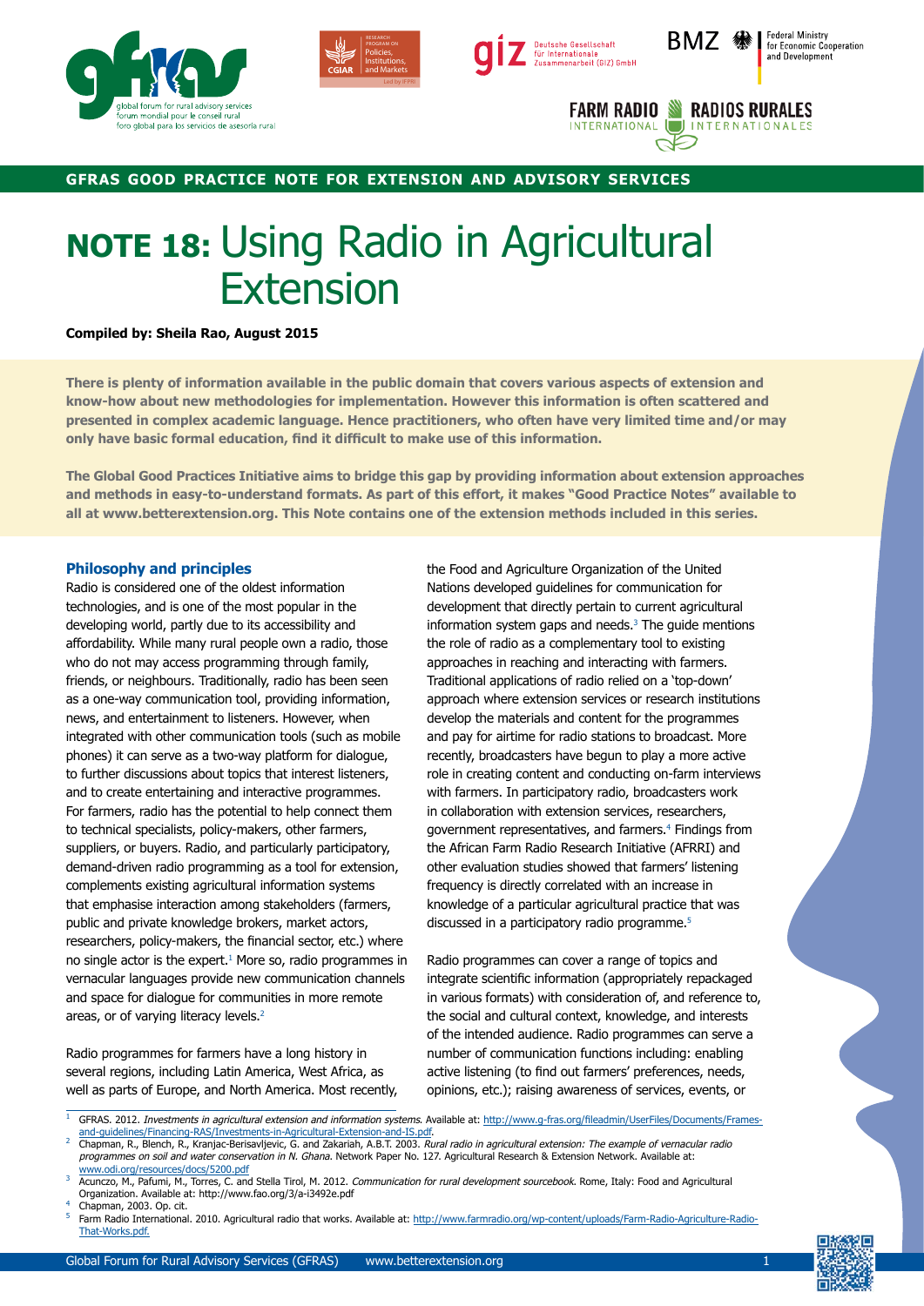GFRAS GOOD PRACTICE NOTE FOR EXTENSION AND ADVISORY SERVICES

# NOTE 18: Using Radio in Agricultural Extension

**Compiled by: Sheila Rao, August 2015**

**There is plenty of information available in the public domain that covers various aspects of extension and know-how about new methodologies for implementation. However this information is often scattered and presented in complex academic language. Hence practitioners, who often have very limited time and/or may only have basic formal education, find it difficult to make use of this information.**

**The Global Good Practices Initiative aims to bridge this gap by providing information about extension approaches and methods in easy-to-understand formats. As part of this effort, it makes "Good Practice Notes" available to all at www.betterextension.org. This Note contains one of the extension methods included in this series.**

## Philosophy and principles

Radio is considered one of the oldest information technologies, and is one of the most popular in the developing world, partly due to its accessibility and affordability. While many rural people own a radio, those who do not may access programming through family, friends, or neighbours. Traditionally, radio has been seen as a one-way communication tool, providing information, news, and entertainment to listeners. However, when integrated with other communication tools (such as mobile phones) it can serve as a two-way platform for dialogue, to further discussions about topics that interest listeners, and to create entertaining and interactive programmes. For farmers, radio has the potential to help connect them to technical specialists, policy-makers, other farmers, suppliers, or buyers. Radio, and particularly participatory, demand-driven radio programming as a tool for extension, complements existing agricultural information systems that emphasise interaction among stakeholders (farmers, public and private knowledge brokers, market actors, researchers, policy-makers, the financial sector, etc.) where no single actor is the expert.[1] More so, radio programmes in vernacular languages provide new communication channels and space for dialogue for communities in more remote areas, or of varying literacy levels.[2]

Radio programmes for farmers have a long history in several regions, including Latin America, West Africa, as well as parts of Europe, and North America. Most recently, the Food and Agriculture Organization of the United Nations developed guidelines for communication for development that directly pertain to current agricultural information system gaps and needs.[3] The guide mentions the role of radio as a complementary tool to existing approaches in reaching and interacting with farmers. Traditional applications of radio relied on a 'top-down' approach where extension services or research institutions develop the materials and content for the programmes and pay for airtime for radio stations to broadcast. More recently, broadcasters have begun to play a more active role in creating content and conducting on-farm interviews with farmers. In participatory radio, broadcasters work in collaboration with extension services, researchers, government representatives, and farmers.[4] Findings from the African Farm Radio Research Initiative (AFRRI) and other evaluation studies showed that farmers' listening frequency is directly correlated with an increase in knowledge of a particular agricultural practice that was discussed in a participatory radio programme.[5]

Radio programmes can cover a range of topics and integrate scientific information (appropriately repackaged in various formats) with consideration of, and reference to, the social and cultural context, knowledge, and interests of the intended audience. Radio programmes can serve a number of communication functions including: enabling active listening (to find out farmers' preferences, needs, opinions, etc.); raising awareness of services, events, or

---

1. GFRAS. 2012. *Investments in agricultural extension and information systems.* Available at: http://www.g-fras.org/fileadmin/UserFiles/Documents/Frames-and-guidelines/Financing-RAS/Investments-in-Agricultural-Extension-and-IS.pdf.
2. Chapman, R., Blench, R., Kranjac-Berisavljevic, G. and Zakariah, A.B.T. 2003. *Rural radio in agricultural extension: The example of vernacular radio programmes on soil and water conservation in N. Ghana.* Network Paper No. 127. Agricultural Research & Extension Network. Available at: www.odi.org/resources/docs/5200.pdf
3. Acunczo, M., Pafumi, M., Torres, C. and Stella Tirol, M. 2012. *Communication for rural development sourcebook.* Rome, Italy: Food and Agricultural Organization. Available at: http://www.fao.org/3/a-i3492e.pdf
4. Chapman, 2003. Op. cit.
5. Farm Radio International. 2010. Agricultural radio that works. Available at: http://www.farmradio.org/wp-content/uploads/Farm-Radio-Agriculture-Radio-That-Works.pdf.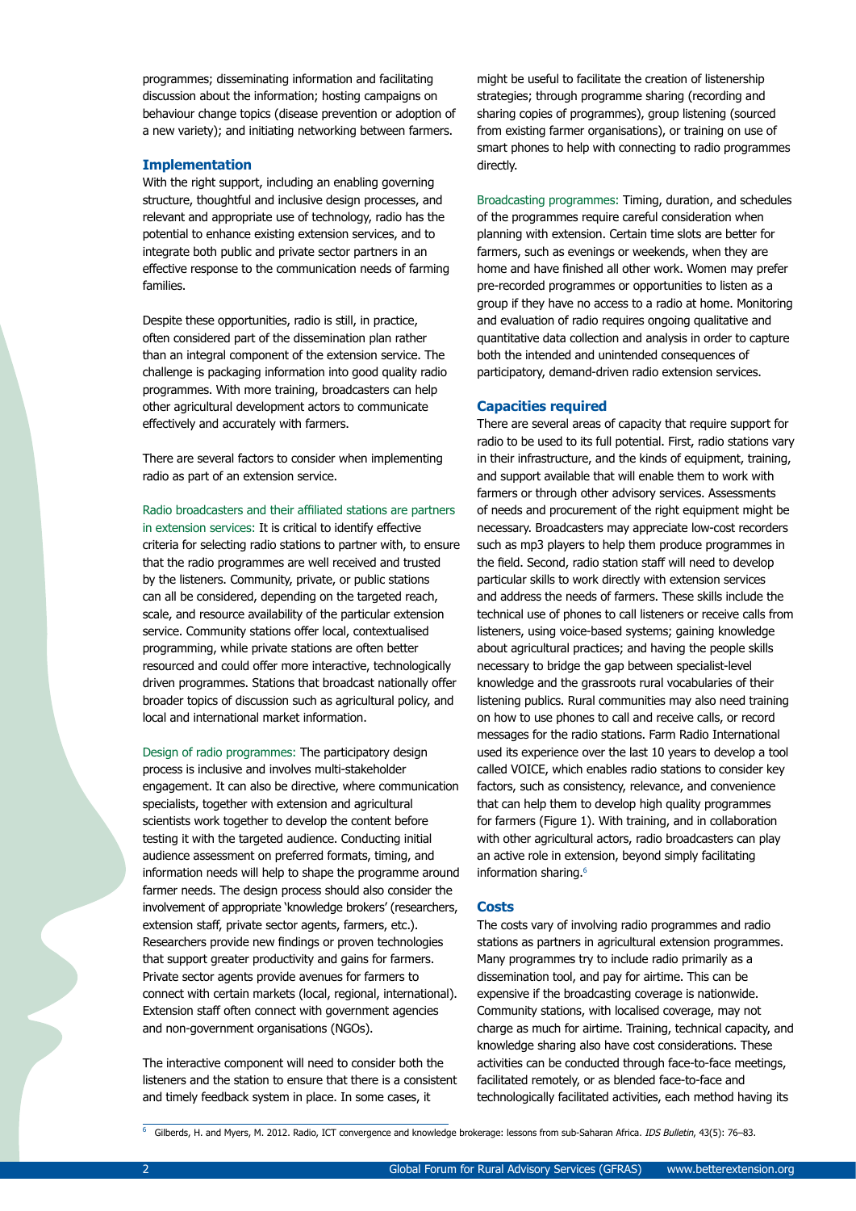programmes; disseminating information and facilitating discussion about the information; hosting campaigns on behaviour change topics (disease prevention or adoption of a new variety); and initiating networking between farmers.

## Implementation

With the right support, including an enabling governing structure, thoughtful and inclusive design processes, and relevant and appropriate use of technology, radio has the potential to enhance existing extension services, and to integrate both public and private sector partners in an effective response to the communication needs of farming families.

Despite these opportunities, radio is still, in practice, often considered part of the dissemination plan rather than an integral component of the extension service. The challenge is packaging information into good quality radio programmes. With more training, broadcasters can help other agricultural development actors to communicate effectively and accurately with farmers.

There are several factors to consider when implementing radio as part of an extension service.

Radio broadcasters and their affiliated stations are partners in extension services: It is critical to identify effective criteria for selecting radio stations to partner with, to ensure that the radio programmes are well received and trusted by the listeners. Community, private, or public stations can all be considered, depending on the targeted reach, scale, and resource availability of the particular extension service. Community stations offer local, contextualised programming, while private stations are often better resourced and could offer more interactive, technologically driven programmes. Stations that broadcast nationally offer broader topics of discussion such as agricultural policy, and local and international market information.

Design of radio programmes: The participatory design process is inclusive and involves multi-stakeholder engagement. It can also be directive, where communication specialists, together with extension and agricultural scientists work together to develop the content before testing it with the targeted audience. Conducting initial audience assessment on preferred formats, timing, and information needs will help to shape the programme around farmer needs. The design process should also consider the involvement of appropriate 'knowledge brokers' (researchers, extension staff, private sector agents, farmers, etc.). Researchers provide new findings or proven technologies that support greater productivity and gains for farmers. Private sector agents provide avenues for farmers to connect with certain markets (local, regional, international). Extension staff often connect with government agencies and non-government organisations (NGOs).

The interactive component will need to consider both the listeners and the station to ensure that there is a consistent and timely feedback system in place. In some cases, it might be useful to facilitate the creation of listenership strategies; through programme sharing (recording and sharing copies of programmes), group listening (sourced from existing farmer organisations), or training on use of smart phones to help with connecting to radio programmes directly.

Broadcasting programmes: Timing, duration, and schedules of the programmes require careful consideration when planning with extension. Certain time slots are better for farmers, such as evenings or weekends, when they are home and have finished all other work. Women may prefer pre-recorded programmes or opportunities to listen as a group if they have no access to a radio at home. Monitoring and evaluation of radio requires ongoing qualitative and quantitative data collection and analysis in order to capture both the intended and unintended consequences of participatory, demand-driven radio extension services.

## Capacities required

There are several areas of capacity that require support for radio to be used to its full potential. First, radio stations vary in their infrastructure, and the kinds of equipment, training, and support available that will enable them to work with farmers or through other advisory services. Assessments of needs and procurement of the right equipment might be necessary. Broadcasters may appreciate low-cost recorders such as mp3 players to help them produce programmes in the field. Second, radio station staff will need to develop particular skills to work directly with extension services and address the needs of farmers. These skills include the technical use of phones to call listeners or receive calls from listeners, using voice-based systems; gaining knowledge about agricultural practices; and having the people skills necessary to bridge the gap between specialist-level knowledge and the grassroots rural vocabularies of their listening publics. Rural communities may also need training on how to use phones to call and receive calls, or record messages for the radio stations. Farm Radio International used its experience over the last 10 years to develop a tool called VOICE, which enables radio stations to consider key factors, such as consistency, relevance, and convenience that can help them to develop high quality programmes for farmers (Figure 1). With training, and in collaboration with other agricultural actors, radio broadcasters can play an active role in extension, beyond simply facilitating information sharing.[6]

## Costs

The costs vary of involving radio programmes and radio stations as partners in agricultural extension programmes. Many programmes try to include radio primarily as a dissemination tool, and pay for airtime. This can be expensive if the broadcasting coverage is nationwide. Community stations, with localised coverage, may not charge as much for airtime. Training, technical capacity, and knowledge sharing also have cost considerations. These activities can be conducted through face-to-face meetings, facilitated remotely, or as blended face-to-face and technologically facilitated activities, each method having its

---

[6] Gilberds, H. and Myers, M. 2012. Radio, ICT convergence and knowledge brokerage: lessons from sub-Saharan Africa. *IDS Bulletin*, 43(5): 76–83.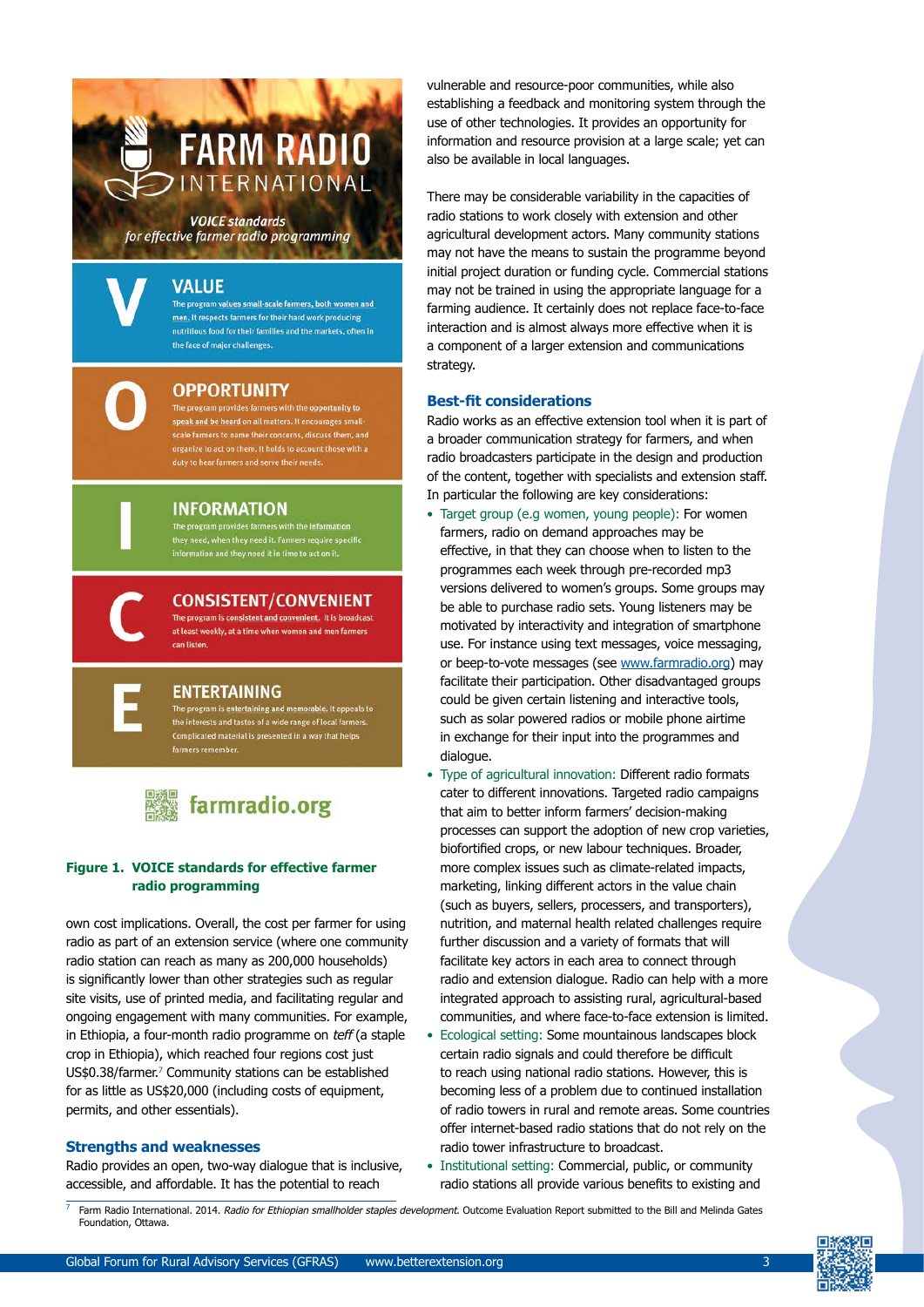FARM RADIO INTERNATIONAL

*VOICE standards for effective farmer radio programming*

**V** **VALUE**
The program values small-scale farmers, both women and men. It respects farmers for their hard work producing nutritious food for their families and the markets, often in the face of major challenges.

**O** **OPPORTUNITY**
The program provides farmers with the opportunity to speak and be heard on all matters. It encourages small-scale farmers to name their concerns, discuss them, and organize to act on them. It holds to account those with a duty to hear farmers and serve their needs.

**I** **INFORMATION**
The program provides farmers with the information they need, when they need it. Farmers require specific information and they need it in time to act on it.

**C** **CONSISTENT/CONVENIENT**
The program is consistent and convenient. It is broadcast at least weekly, at a time when women and men farmers can listen.

**E** **ENTERTAINING**
The program is entertaining and memorable. It appeals to the interests and tastes of a wide range of local farmers. Complicated material is presented in a way that helps farmers remember.

farmradio.org

**Figure 1. VOICE standards for effective farmer radio programming**

own cost implications. Overall, the cost per farmer for using radio as part of an extension service (where one community radio station can reach as many as 200,000 households) is significantly lower than other strategies such as regular site visits, use of printed media, and facilitating regular and ongoing engagement with many communities. For example, in Ethiopia, a four-month radio programme on *teff* (a staple crop in Ethiopia), which reached four regions cost just US$0.38/farmer.[7] Community stations can be established for as little as US$20,000 (including costs of equipment, permits, and other essentials).

### Strengths and weaknesses

Radio provides an open, two-way dialogue that is inclusive, accessible, and affordable. It has the potential to reach vulnerable and resource-poor communities, while also establishing a feedback and monitoring system through the use of other technologies. It provides an opportunity for information and resource provision at a large scale; yet can also be available in local languages.

There may be considerable variability in the capacities of radio stations to work closely with extension and other agricultural development actors. Many community stations may not have the means to sustain the programme beyond initial project duration or funding cycle. Commercial stations may not be trained in using the appropriate language for a farming audience. It certainly does not replace face-to-face interaction and is almost always more effective when it is a component of a larger extension and communications strategy.

### Best-fit considerations

Radio works as an effective extension tool when it is part of a broader communication strategy for farmers, and when radio broadcasters participate in the design and production of the content, together with specialists and extension staff. In particular the following are key considerations:

- Target group (e.g women, young people): For women farmers, radio on demand approaches may be effective, in that they can choose when to listen to the programmes each week through pre-recorded mp3 versions delivered to women's groups. Some groups may be able to purchase radio sets. Young listeners may be motivated by interactivity and integration of smartphone use. For instance using text messages, voice messaging, or beep-to-vote messages (see www.farmradio.org) may facilitate their participation. Other disadvantaged groups could be given certain listening and interactive tools, such as solar powered radios or mobile phone airtime in exchange for their input into the programmes and dialogue.
- Type of agricultural innovation: Different radio formats cater to different innovations. Targeted radio campaigns that aim to better inform farmers' decision-making processes can support the adoption of new crop varieties, biofortified crops, or new labour techniques. Broader, more complex issues such as climate-related impacts, marketing, linking different actors in the value chain (such as buyers, sellers, processers, and transporters), nutrition, and maternal health related challenges require further discussion and a variety of formats that will facilitate key actors in each area to connect through radio and extension dialogue. Radio can help with a more integrated approach to assisting rural, agricultural-based communities, and where face-to-face extension is limited.
- Ecological setting: Some mountainous landscapes block certain radio signals and could therefore be difficult to reach using national radio stations. However, this is becoming less of a problem due to continued installation of radio towers in rural and remote areas. Some countries offer internet-based radio stations that do not rely on the radio tower infrastructure to broadcast.
- Institutional setting: Commercial, public, or community radio stations all provide various benefits to existing and

[7] Farm Radio International. 2014. *Radio for Ethiopian smallholder staples development.* Outcome Evaluation Report submitted to the Bill and Melinda Gates Foundation, Ottawa.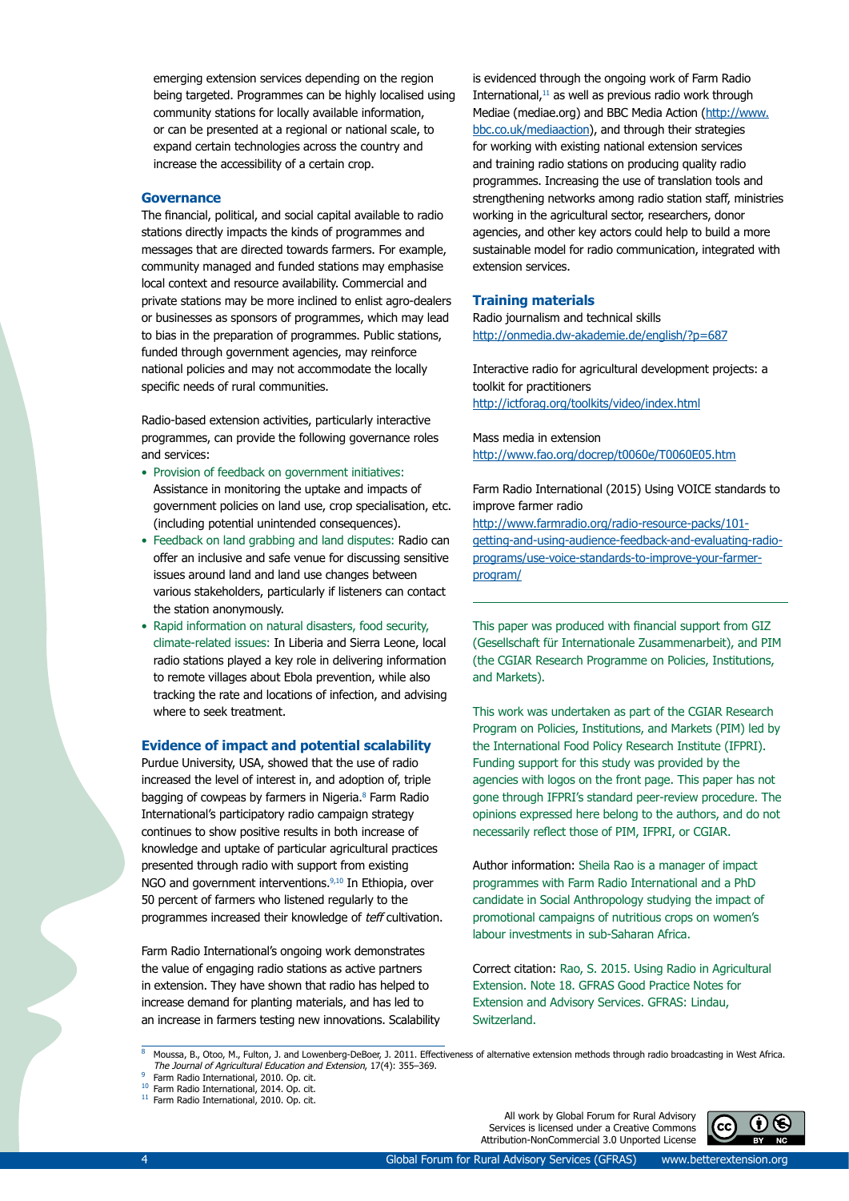emerging extension services depending on the region being targeted. Programmes can be highly localised using community stations for locally available information, or can be presented at a regional or national scale, to expand certain technologies across the country and increase the accessibility of a certain crop.

## Governance

The financial, political, and social capital available to radio stations directly impacts the kinds of programmes and messages that are directed towards farmers. For example, community managed and funded stations may emphasise local context and resource availability. Commercial and private stations may be more inclined to enlist agro-dealers or businesses as sponsors of programmes, which may lead to bias in the preparation of programmes. Public stations, funded through government agencies, may reinforce national policies and may not accommodate the locally specific needs of rural communities.

Radio-based extension activities, particularly interactive programmes, can provide the following governance roles and services:

- Provision of feedback on government initiatives: Assistance in monitoring the uptake and impacts of government policies on land use, crop specialisation, etc. (including potential unintended consequences).
- Feedback on land grabbing and land disputes: Radio can offer an inclusive and safe venue for discussing sensitive issues around land and land use changes between various stakeholders, particularly if listeners can contact the station anonymously.
- Rapid information on natural disasters, food security, climate-related issues: In Liberia and Sierra Leone, local radio stations played a key role in delivering information to remote villages about Ebola prevention, while also tracking the rate and locations of infection, and advising where to seek treatment.

## Evidence of impact and potential scalability

Purdue University, USA, showed that the use of radio increased the level of interest in, and adoption of, triple bagging of cowpeas by farmers in Nigeria.[8] Farm Radio International's participatory radio campaign strategy continues to show positive results in both increase of knowledge and uptake of particular agricultural practices presented through radio with support from existing NGO and government interventions.[9,10] In Ethiopia, over 50 percent of farmers who listened regularly to the programmes increased their knowledge of *teff* cultivation.

Farm Radio International's ongoing work demonstrates the value of engaging radio stations as active partners in extension. They have shown that radio has helped to increase demand for planting materials, and has led to an increase in farmers testing new innovations. Scalability is evidenced through the ongoing work of Farm Radio International,[11] as well as previous radio work through Mediae (mediae.org) and BBC Media Action (http://www.bbc.co.uk/mediaaction), and through their strategies for working with existing national extension services and training radio stations on producing quality radio programmes. Increasing the use of translation tools and strengthening networks among radio station staff, ministries working in the agricultural sector, researchers, donor agencies, and other key actors could help to build a more sustainable model for radio communication, integrated with extension services.

## Training materials

Radio journalism and technical skills
http://onmedia.dw-akademie.de/english/?p=687

Interactive radio for agricultural development projects: a toolkit for practitioners
http://ictforag.org/toolkits/video/index.html

Mass media in extension
http://www.fao.org/docrep/t0060e/T0060E05.htm

Farm Radio International (2015) Using VOICE standards to improve farmer radio
http://www.farmradio.org/radio-resource-packs/101-getting-and-using-audience-feedback-and-evaluating-radio-programs/use-voice-standards-to-improve-your-farmer-program/

---

This paper was produced with financial support from GIZ (Gesellschaft für Internationale Zusammenarbeit), and PIM (the CGIAR Research Programme on Policies, Institutions, and Markets).

This work was undertaken as part of the CGIAR Research Program on Policies, Institutions, and Markets (PIM) led by the International Food Policy Research Institute (IFPRI). Funding support for this study was provided by the agencies with logos on the front page. This paper has not gone through IFPRI's standard peer-review procedure. The opinions expressed here belong to the authors, and do not necessarily reflect those of PIM, IFPRI, or CGIAR.

Author information: Sheila Rao is a manager of impact programmes with Farm Radio International and a PhD candidate in Social Anthropology studying the impact of promotional campaigns of nutritious crops on women's labour investments in sub-Saharan Africa.

Correct citation: Rao, S. 2015. Using Radio in Agricultural Extension. Note 18. GFRAS Good Practice Notes for Extension and Advisory Services. GFRAS: Lindau, Switzerland.

---

[8] Moussa, B., Otoo, M., Fulton, J. and Lowenberg-DeBoer, J. 2011. Effectiveness of alternative extension methods through radio broadcasting in West Africa. *The Journal of Agricultural Education and Extension*, 17(4): 355–369.

[9] Farm Radio International, 2010. Op. cit.

[10] Farm Radio International, 2014. Op. cit.

[11] Farm Radio International, 2010. Op. cit.

All work by Global Forum for Rural Advisory Services is licensed under a Creative Commons Attribution-NonCommercial 3.0 Unported License